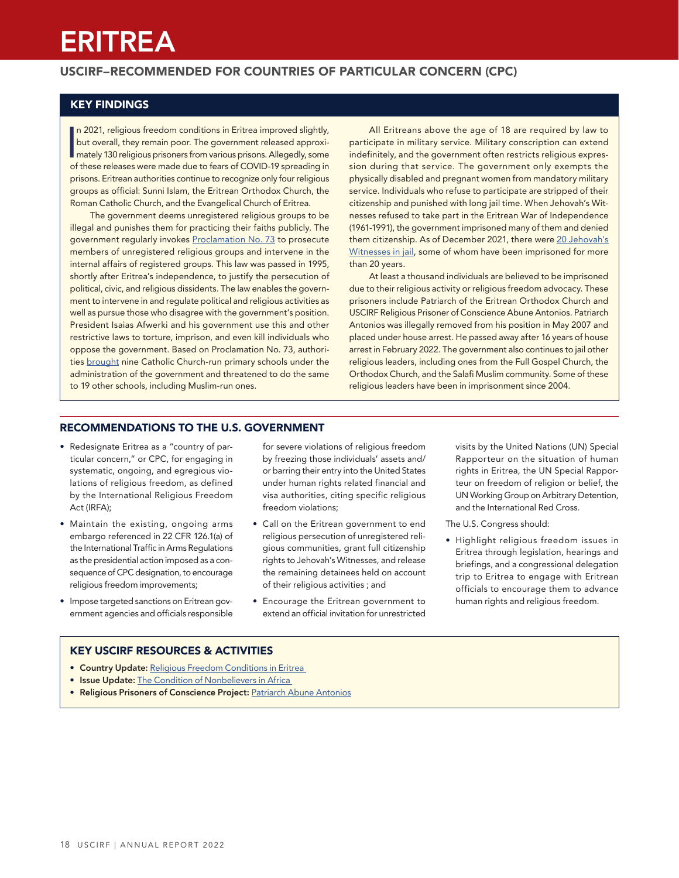# ERITREA

## USCIRF–RECOMMENDED FOR COUNTRIES OF PARTICULAR CONCERN (CPC)

### KEY FINDINGS

In 2021, religious freedom conditions in Eritrea improved slightly, but overall, they remain poor. The government released approximately 130 religious prisoners from various prisons. Allegedly, some of these releases were made due to fears of COVID-19 spreading in prisons. Eritrean authorities continue to recognize only four religious groups as official: Sunni Islam, the Eritrean Orthodox Church, the Roman Catholic Church, and the Evangelical Church of Eritrea.

The government deems unregistered religious groups to be illegal and punishes them for practicing their faiths publicly. The government regularly invokes Proclamation No. 73 to prosecute members of unregistered religious groups and intervene in the internal affairs of registered groups. This law was passed in 1995, shortly after Eritrea's independence, to justify the persecution of political, civic, and religious dissidents. The law enables the government to intervene in and regulate political and religious activities as well as pursue those who disagree with the government's position. President Isaias Afwerki and his government use this and other restrictive laws to torture, imprison, and even kill individuals who oppose the government. Based on Proclamation No. 73, authorities brought nine Catholic Church-run primary schools under the administration of the government and threatened to do the same to 19 other schools, including Muslim-run ones.

All Eritreans above the age of 18 are required by law to participate in military service. Military conscription can extend indefinitely, and the government often restricts religious expression during that service. The government only exempts the physically disabled and pregnant women from mandatory military service. Individuals who refuse to participate are stripped of their citizenship and punished with long jail time. When Jehovah's Witnesses refused to take part in the Eritrean War of Independence (1961-1991), the government imprisoned many of them and denied them citizenship. As of December 2021, there were 20 Jehovah's Witnesses in jail, some of whom have been imprisoned for more than 20 years.

At least a thousand individuals are believed to be imprisoned due to their religious activity or religious freedom advocacy. These prisoners include Patriarch of the Eritrean Orthodox Church and USCIRF Religious Prisoner of Conscience Abune Antonios. Patriarch Antonios was illegally removed from his position in May 2007 and placed under house arrest. He passed away after 16 years of house arrest in February 2022. The government also continues to jail other religious leaders, including ones from the Full Gospel Church, the Orthodox Church, and the Salafi Muslim community. Some of these religious leaders have been in imprisonment since 2004.

### RECOMMENDATIONS TO THE U.S. GOVERNMENT

- Redesignate Eritrea as a "country of particular concern," or CPC, for engaging in systematic, ongoing, and egregious violations of religious freedom, as defined by the International Religious Freedom Act (IRFA);
- Maintain the existing, ongoing arms embargo referenced in 22 CFR 126.1(a) of the International Traffic in Arms Regulations as the presidential action imposed as a consequence of CPC designation, to encourage religious freedom improvements;
- Impose targeted sanctions on Eritrean government agencies and officials responsible for severe violations of religious freedom by freezing those individuals' assets and/or barring their entry into the United States under human rights related financial and visa authorities, citing specific religious freedom violations;
- Call on the Eritrean government to end religious persecution of unregistered religious communities, grant full citizenship rights to Jehovah's Witnesses, and release the remaining detainees held on account of their religious activities ; and
- Encourage the Eritrean government to extend an official invitation for unrestricted visits by the United Nations (UN) Special Rapporteur on the situation of human rights in Eritrea, the UN Special Rapporteur on freedom of religion or belief, the UN Working Group on Arbitrary Detention, and the International Red Cross.

The U.S. Congress should:

- Highlight religious freedom issues in Eritrea through legislation, hearings and briefings, and a congressional delegation trip to Eritrea to engage with Eritrean officials to encourage them to advance human rights and religious freedom.

### KEY USCIRF RESOURCES & ACTIVITIES

- **Country Update:** Religious Freedom Conditions in Eritrea
- **Issue Update:** The Condition of Nonbelievers in Africa
- **Religious Prisoners of Conscience Project:** Patriarch Abune Antonios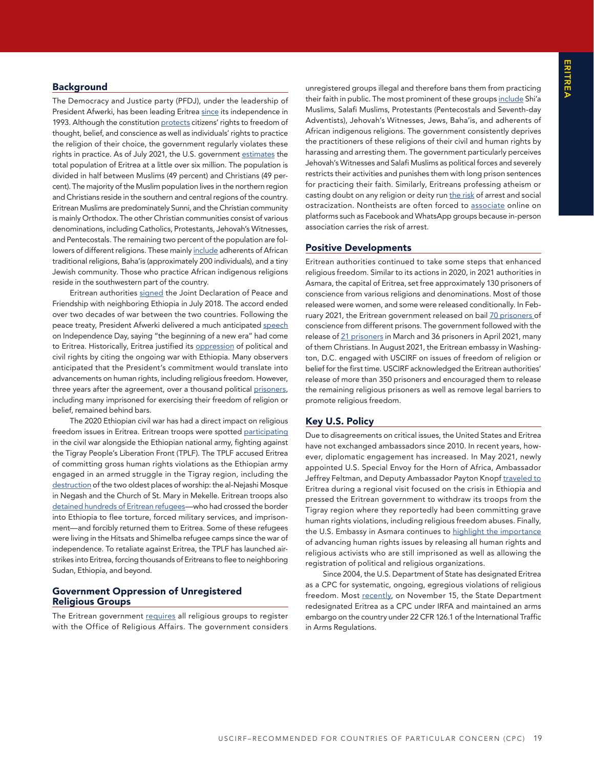## Background

The Democracy and Justice party (PFDJ), under the leadership of President Afwerki, has been leading Eritrea since its independence in 1993. Although the constitution protects citizens' rights to freedom of thought, belief, and conscience as well as individuals' rights to practice the religion of their choice, the government regularly violates these rights in practice. As of July 2021, the U.S. government estimates the total population of Eritrea at a little over six million. The population is divided in half between Muslims (49 percent) and Christians (49 percent). The majority of the Muslim population lives in the northern region and Christians reside in the southern and central regions of the country. Eritrean Muslims are predominately Sunni, and the Christian community is mainly Orthodox. The other Christian communities consist of various denominations, including Catholics, Protestants, Jehovah's Witnesses, and Pentecostals. The remaining two percent of the population are followers of different religions. These mainly include adherents of African traditional religions, Baha'is (approximately 200 individuals), and a tiny Jewish community. Those who practice African indigenous religions reside in the southwestern part of the country.

Eritrean authorities signed the Joint Declaration of Peace and Friendship with neighboring Ethiopia in July 2018. The accord ended over two decades of war between the two countries. Following the peace treaty, President Afwerki delivered a much anticipated speech on Independence Day, saying "the beginning of a new era" had come to Eritrea. Historically, Eritrea justified its oppression of political and civil rights by citing the ongoing war with Ethiopia. Many observers anticipated that the President's commitment would translate into advancements on human rights, including religious freedom. However, three years after the agreement, over a thousand political prisoners, including many imprisoned for exercising their freedom of religion or belief, remained behind bars.

The 2020 Ethiopian civil war has had a direct impact on religious freedom issues in Eritrea. Eritrean troops were spotted participating in the civil war alongside the Ethiopian national army, fighting against the Tigray People's Liberation Front (TPLF). The TPLF accused Eritrea of committing gross human rights violations as the Ethiopian army engaged in an armed struggle in the Tigray region, including the destruction of the two oldest places of worship: the al-Nejashi Mosque in Negash and the Church of St. Mary in Mekelle. Eritrean troops also detained hundreds of Eritrean refugees—who had crossed the border into Ethiopia to flee torture, forced military services, and imprisonment—and forcibly returned them to Eritrea. Some of these refugees were living in the Hitsats and Shimelba refugee camps since the war of independence. To retaliate against Eritrea, the TPLF has launched airstrikes into Eritrea, forcing thousands of Eritreans to flee to neighboring Sudan, Ethiopia, and beyond.

## Government Oppression of Unregistered Religious Groups

The Eritrean government requires all religious groups to register with the Office of Religious Affairs. The government considers unregistered groups illegal and therefore bans them from practicing their faith in public. The most prominent of these groups include Shi'a Muslims, Salafi Muslims, Protestants (Pentecostals and Seventh-day Adventists), Jehovah's Witnesses, Jews, Baha'is, and adherents of African indigenous religions. The government consistently deprives the practitioners of these religions of their civil and human rights by harassing and arresting them. The government particularly perceives Jehovah's Witnesses and Salafi Muslims as political forces and severely restricts their activities and punishes them with long prison sentences for practicing their faith. Similarly, Eritreans professing atheism or casting doubt on any religion or deity run the risk of arrest and social ostracization. Nontheists are often forced to associate online on platforms such as Facebook and WhatsApp groups because in-person association carries the risk of arrest.

## Positive Developments

Eritrean authorities continued to take some steps that enhanced religious freedom. Similar to its actions in 2020, in 2021 authorities in Asmara, the capital of Eritrea, set free approximately 130 prisoners of conscience from various religions and denominations. Most of those released were women, and some were released conditionally. In February 2021, the Eritrean government released on bail 70 prisoners of conscience from different prisons. The government followed with the release of 21 prisoners in March and 36 prisoners in April 2021, many of them Christians. In August 2021, the Eritrean embassy in Washington, D.C. engaged with USCIRF on issues of freedom of religion or belief for the first time. USCIRF acknowledged the Eritrean authorities' release of more than 350 prisoners and encouraged them to release the remaining religious prisoners as well as remove legal barriers to promote religious freedom.

## Key U.S. Policy

Due to disagreements on critical issues, the United States and Eritrea have not exchanged ambassadors since 2010. In recent years, however, diplomatic engagement has increased. In May 2021, newly appointed U.S. Special Envoy for the Horn of Africa, Ambassador Jeffrey Feltman, and Deputy Ambassador Payton Knopf traveled to Eritrea during a regional visit focused on the crisis in Ethiopia and pressed the Eritrean government to withdraw its troops from the Tigray region where they reportedly had been committing grave human rights violations, including religious freedom abuses. Finally, the U.S. Embassy in Asmara continues to highlight the importance of advancing human rights issues by releasing all human rights and religious activists who are still imprisoned as well as allowing the registration of political and religious organizations.

Since 2004, the U.S. Department of State has designated Eritrea as a CPC for systematic, ongoing, egregious violations of religious freedom. Most recently, on November 15, the State Department redesignated Eritrea as a CPC under IRFA and maintained an arms embargo on the country under 22 CFR 126.1 of the International Traffic in Arms Regulations.